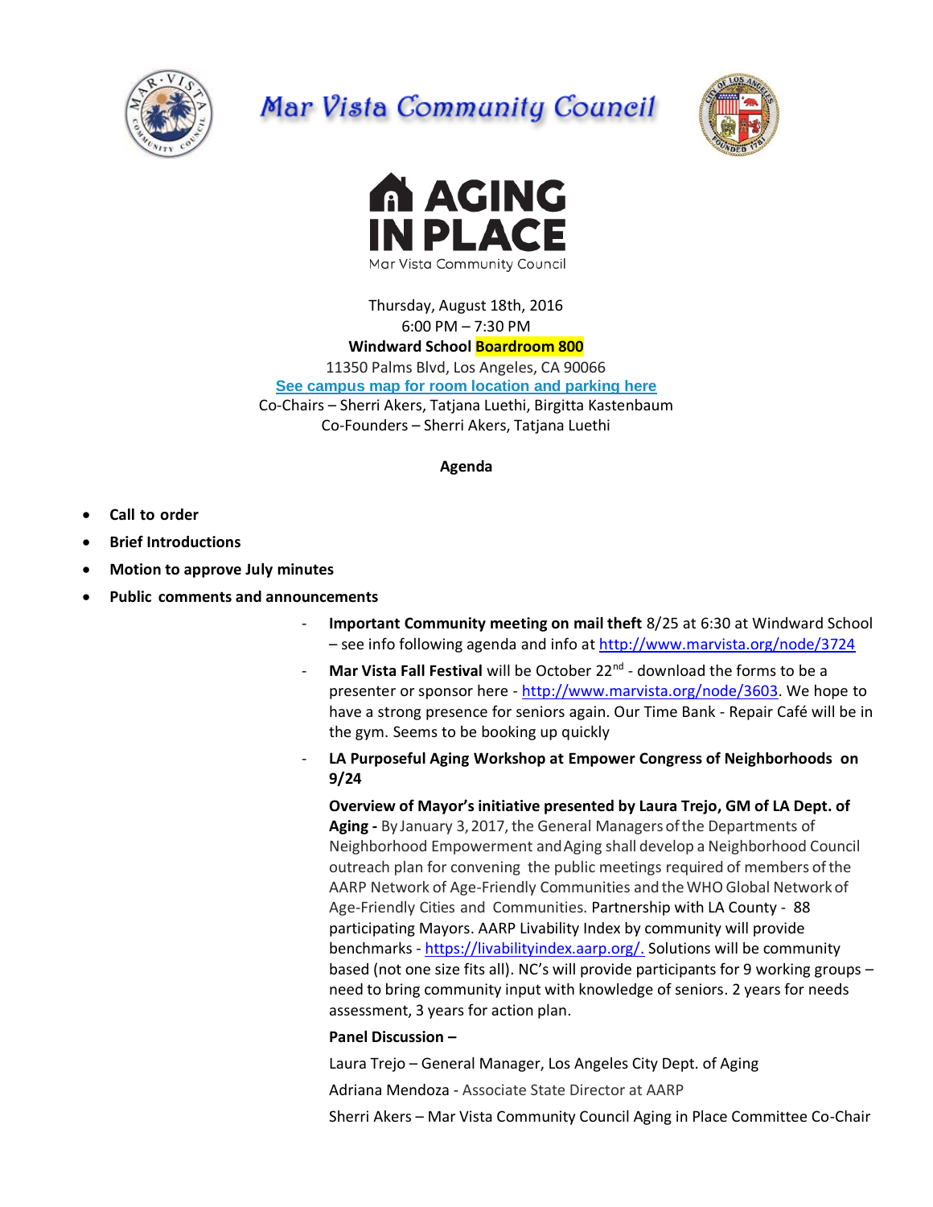# Mar Vista Community Council

# AGING IN PLACE

Mar Vista Community Council

Thursday, August 18th, 2016
6:00 PM – 7:30 PM
**Windward School Boardroom 800**
11350 Palms Blvd, Los Angeles, CA 90066
**See campus map for room location and parking here**
Co-Chairs – Sherri Akers, Tatjana Luethi, Birgitta Kastenbaum
Co-Founders – Sherri Akers, Tatjana Luethi

**Agenda**

- **Call to order**
- **Brief Introductions**
- **Motion to approve July minutes**
- **Public comments and announcements**
  - **Important Community meeting on mail theft** 8/25 at 6:30 at Windward School – see info following agenda and info at http://www.marvista.org/node/3724
  - **Mar Vista Fall Festival** will be October 22nd - download the forms to be a presenter or sponsor here - http://www.marvista.org/node/3603. We hope to have a strong presence for seniors again. Our Time Bank - Repair Café will be in the gym. Seems to be booking up quickly
  - **LA Purposeful Aging Workshop at Empower Congress of Neighborhoods on 9/24**

    **Overview of Mayor's initiative presented by Laura Trejo, GM of LA Dept. of Aging -** By January 3, 2017, the General Managers of the Departments of Neighborhood Empowerment and Aging shall develop a Neighborhood Council outreach plan for convening the public meetings required of members of the AARP Network of Age-Friendly Communities and the WHO Global Network of Age-Friendly Cities and Communities. Partnership with LA County - 88 participating Mayors. AARP Livability Index by community will provide benchmarks - https://livabilityindex.aarp.org/. Solutions will be community based (not one size fits all). NC's will provide participants for 9 working groups – need to bring community input with knowledge of seniors. 2 years for needs assessment, 3 years for action plan.

    **Panel Discussion –**

    Laura Trejo – General Manager, Los Angeles City Dept. of Aging

    Adriana Mendoza - Associate State Director at AARP

    Sherri Akers – Mar Vista Community Council Aging in Place Committee Co-Chair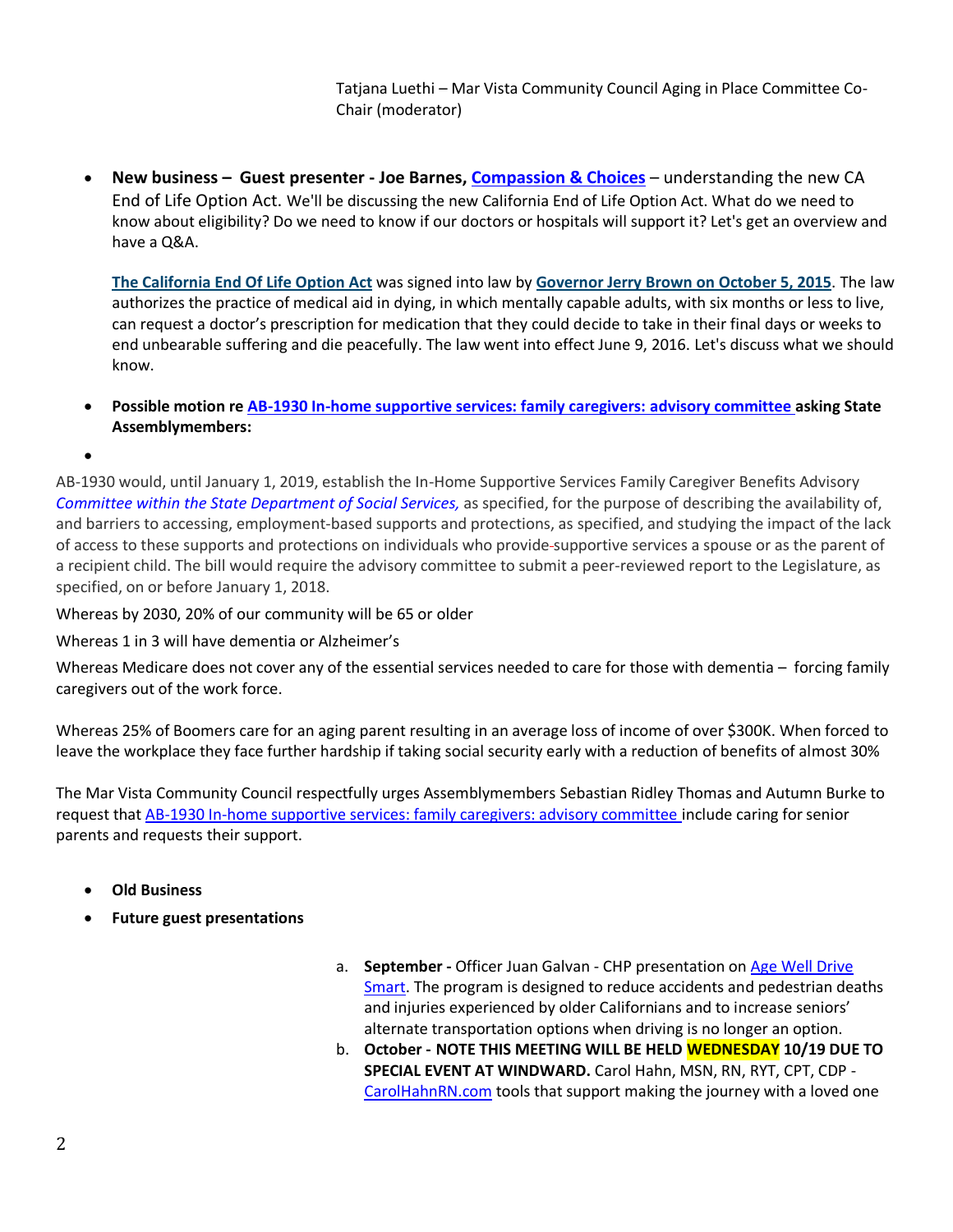Tatjana Luethi – Mar Vista Community Council Aging in Place Committee Co-Chair (moderator)

- **New business – Guest presenter - Joe Barnes, Compassion & Choices** – understanding the new CA End of Life Option Act. We'll be discussing the new California End of Life Option Act. What do we need to know about eligibility? Do we need to know if our doctors or hospitals will support it? Let's get an overview and have a Q&A.

  **The California End Of Life Option Act** was signed into law by **Governor Jerry Brown on October 5, 2015**. The law authorizes the practice of medical aid in dying, in which mentally capable adults, with six months or less to live, can request a doctor's prescription for medication that they could decide to take in their final days or weeks to end unbearable suffering and die peacefully. The law went into effect June 9, 2016. Let's discuss what we should know.

- **Possible motion re AB-1930 In-home supportive services: family caregivers: advisory committee asking State Assemblymembers:**
-

AB-1930 would, until January 1, 2019, establish the In-Home Supportive Services Family Caregiver Benefits Advisory *Committee within the State Department of Social Services,* as specified, for the purpose of describing the availability of, and barriers to accessing, employment-based supports and protections, as specified, and studying the impact of the lack of access to these supports and protections on individuals who provide supportive services a spouse or as the parent of a recipient child. The bill would require the advisory committee to submit a peer-reviewed report to the Legislature, as specified, on or before January 1, 2018.

Whereas by 2030, 20% of our community will be 65 or older

Whereas 1 in 3 will have dementia or Alzheimer's

Whereas Medicare does not cover any of the essential services needed to care for those with dementia – forcing family caregivers out of the work force.

Whereas 25% of Boomers care for an aging parent resulting in an average loss of income of over $300K. When forced to leave the workplace they face further hardship if taking social security early with a reduction of benefits of almost 30%

The Mar Vista Community Council respectfully urges Assemblymembers Sebastian Ridley Thomas and Autumn Burke to request that AB-1930 In-home supportive services: family caregivers: advisory committee include caring for senior parents and requests their support.

- **Old Business**
- **Future guest presentations**

  a. **September -** Officer Juan Galvan - CHP presentation on Age Well Drive Smart. The program is designed to reduce accidents and pedestrian deaths and injuries experienced by older Californians and to increase seniors' alternate transportation options when driving is no longer an option.

  b. **October - NOTE THIS MEETING WILL BE HELD WEDNESDAY 10/19 DUE TO SPECIAL EVENT AT WINDWARD.** Carol Hahn, MSN, RN, RYT, CPT, CDP - CarolHahnRN.com tools that support making the journey with a loved one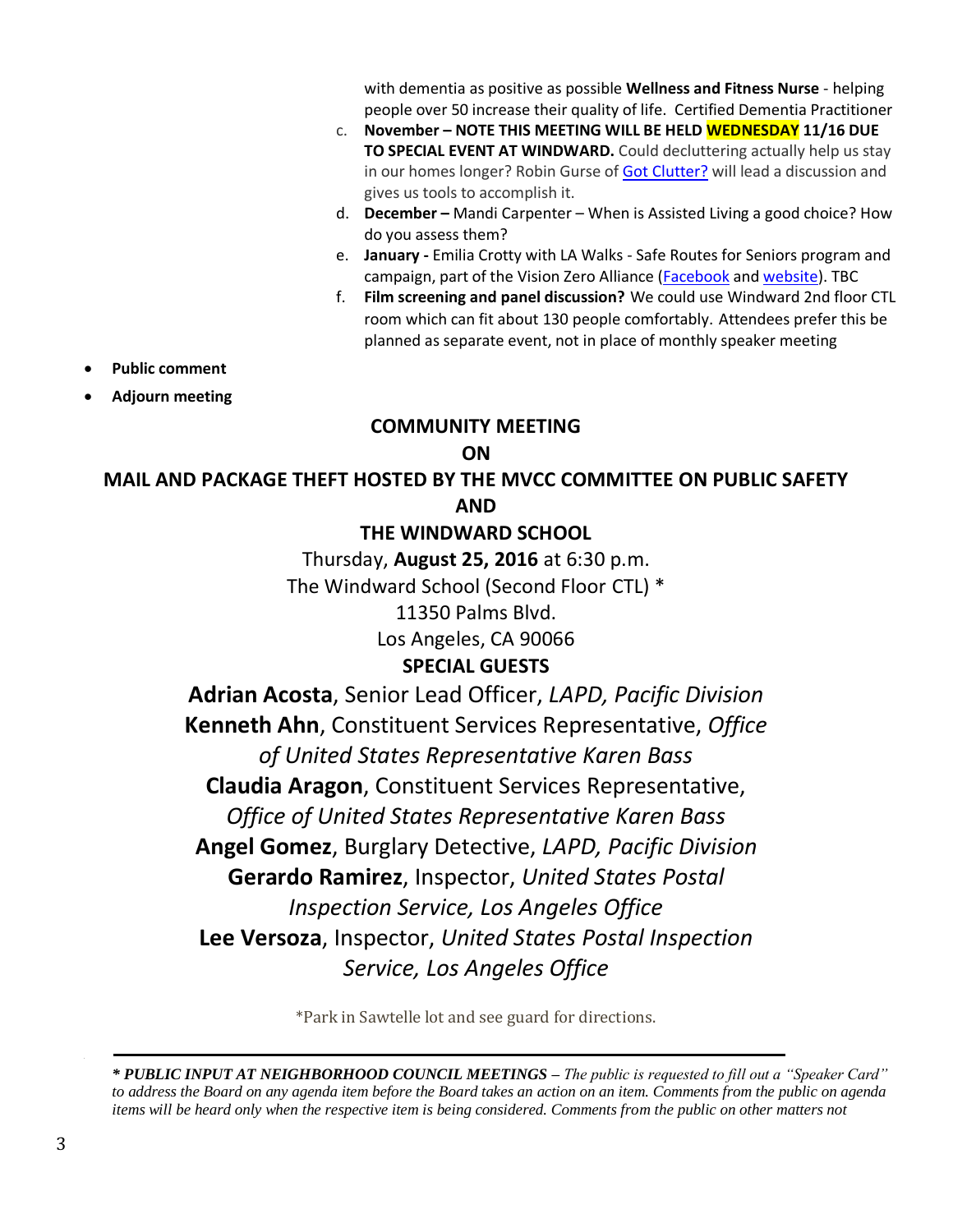with dementia as positive as possible **Wellness and Fitness Nurse** - helping people over 50 increase their quality of life. Certified Dementia Practitioner

c. **November – NOTE THIS MEETING WILL BE HELD WEDNESDAY 11/16 DUE TO SPECIAL EVENT AT WINDWARD.** Could decluttering actually help us stay in our homes longer? Robin Gurse of [Got Clutter?] will lead a discussion and gives us tools to accomplish it.
d. **December –** Mandi Carpenter – When is Assisted Living a good choice? How do you assess them?
e. **January -** Emilia Crotty with LA Walks - Safe Routes for Seniors program and campaign, part of the Vision Zero Alliance ([Facebook] and [website]). TBC
f. **Film screening and panel discussion?** We could use Windward 2nd floor CTL room which can fit about 130 people comfortably. Attendees prefer this be planned as separate event, not in place of monthly speaker meeting

- **Public comment**
- **Adjourn meeting**

**COMMUNITY MEETING**

**ON**

**MAIL AND PACKAGE THEFT HOSTED BY THE MVCC COMMITTEE ON PUBLIC SAFETY**

**AND**

**THE WINDWARD SCHOOL**

Thursday, **August 25, 2016** at 6:30 p.m.

The Windward School (Second Floor CTL) *

11350 Palms Blvd.

Los Angeles, CA 90066

**SPECIAL GUESTS**

**Adrian Acosta**, Senior Lead Officer, *LAPD, Pacific Division*

**Kenneth Ahn**, Constituent Services Representative, *Office of United States Representative Karen Bass*

**Claudia Aragon**, Constituent Services Representative, *Office of United States Representative Karen Bass*

**Angel Gomez**, Burglary Detective, *LAPD, Pacific Division*

**Gerardo Ramirez**, Inspector, *United States Postal Inspection Service, Los Angeles Office*

**Lee Versoza**, Inspector, *United States Postal Inspection Service, Los Angeles Office*

*Park in Sawtelle lot and see guard for directions.

---

***\* PUBLIC INPUT AT NEIGHBORHOOD COUNCIL MEETINGS –*** *The public is requested to fill out a "Speaker Card" to address the Board on any agenda item before the Board takes an action on an item. Comments from the public on agenda items will be heard only when the respective item is being considered. Comments from the public on other matters not*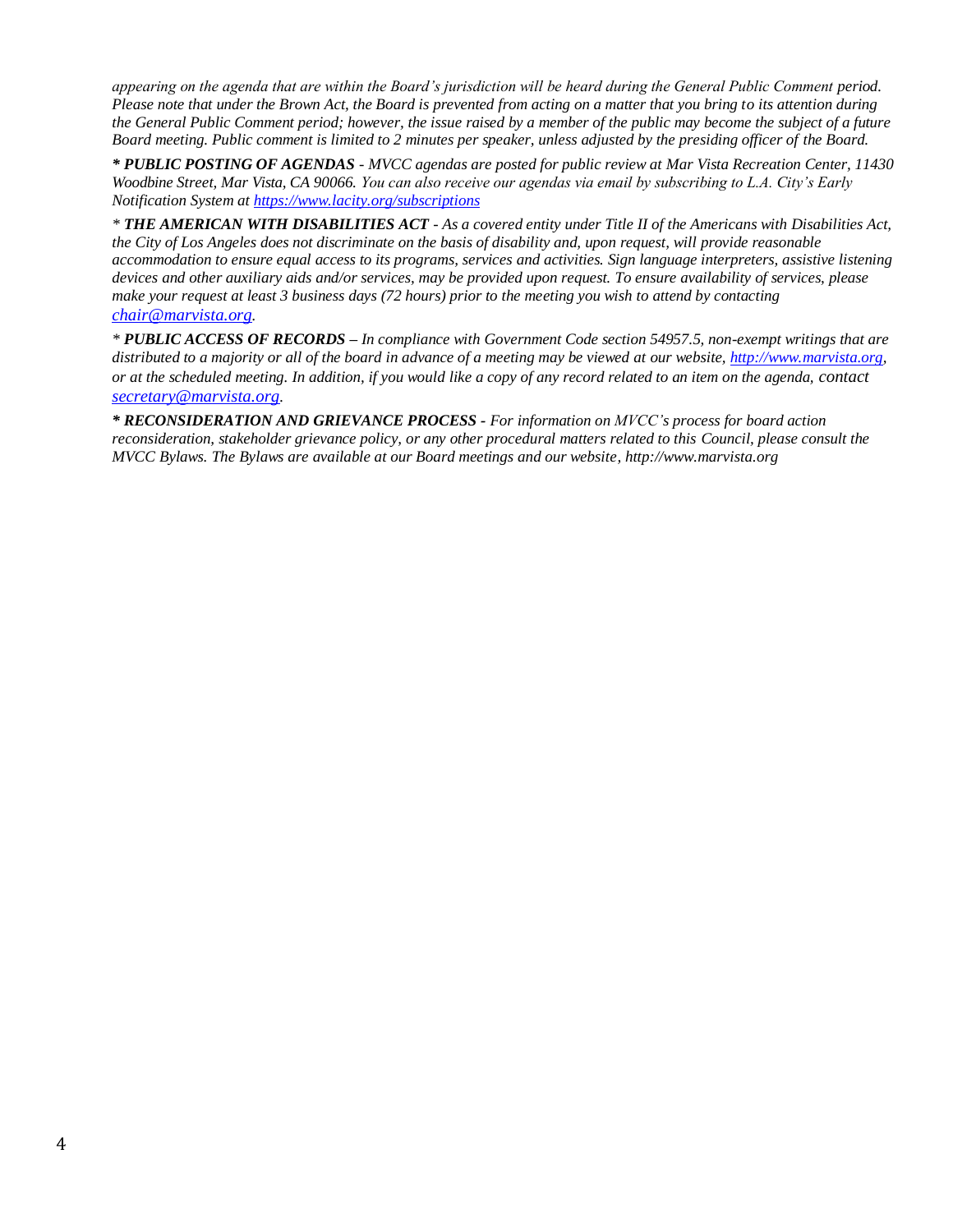*appearing on the agenda that are within the Board's jurisdiction will be heard during the General Public Comment period. Please note that under the Brown Act, the Board is prevented from acting on a matter that you bring to its attention during the General Public Comment period; however, the issue raised by a member of the public may become the subject of a future Board meeting. Public comment is limited to 2 minutes per speaker, unless adjusted by the presiding officer of the Board.*

***\* PUBLIC POSTING OF AGENDAS** - MVCC agendas are posted for public review at Mar Vista Recreation Center, 11430 Woodbine Street, Mar Vista, CA 90066. You can also receive our agendas via email by subscribing to L.A. City's Early Notification System at [https://www.lacity.org/subscriptions](https://www.lacity.org/subscriptions)*

*\* **THE AMERICAN WITH DISABILITIES ACT** - As a covered entity under Title II of the Americans with Disabilities Act, the City of Los Angeles does not discriminate on the basis of disability and, upon request, will provide reasonable accommodation to ensure equal access to its programs, services and activities. Sign language interpreters, assistive listening devices and other auxiliary aids and/or services, may be provided upon request. To ensure availability of services, please make your request at least 3 business days (72 hours) prior to the meeting you wish to attend by contacting [chair@marvista.org](mailto:chair@marvista.org).*

*\* **PUBLIC ACCESS OF RECORDS** – In compliance with Government Code section 54957.5, non-exempt writings that are distributed to a majority or all of the board in advance of a meeting may be viewed at our website, [http://www.marvista.org](http://www.marvista.org), or at the scheduled meeting. In addition, if you would like a copy of any record related to an item on the agenda, contact [secretary@marvista.org](mailto:secretary@marvista.org).*

***\* RECONSIDERATION AND GRIEVANCE PROCESS** - For information on MVCC's process for board action reconsideration, stakeholder grievance policy, or any other procedural matters related to this Council, please consult the MVCC Bylaws. The Bylaws are available at our Board meetings and our website, http://www.marvista.org*